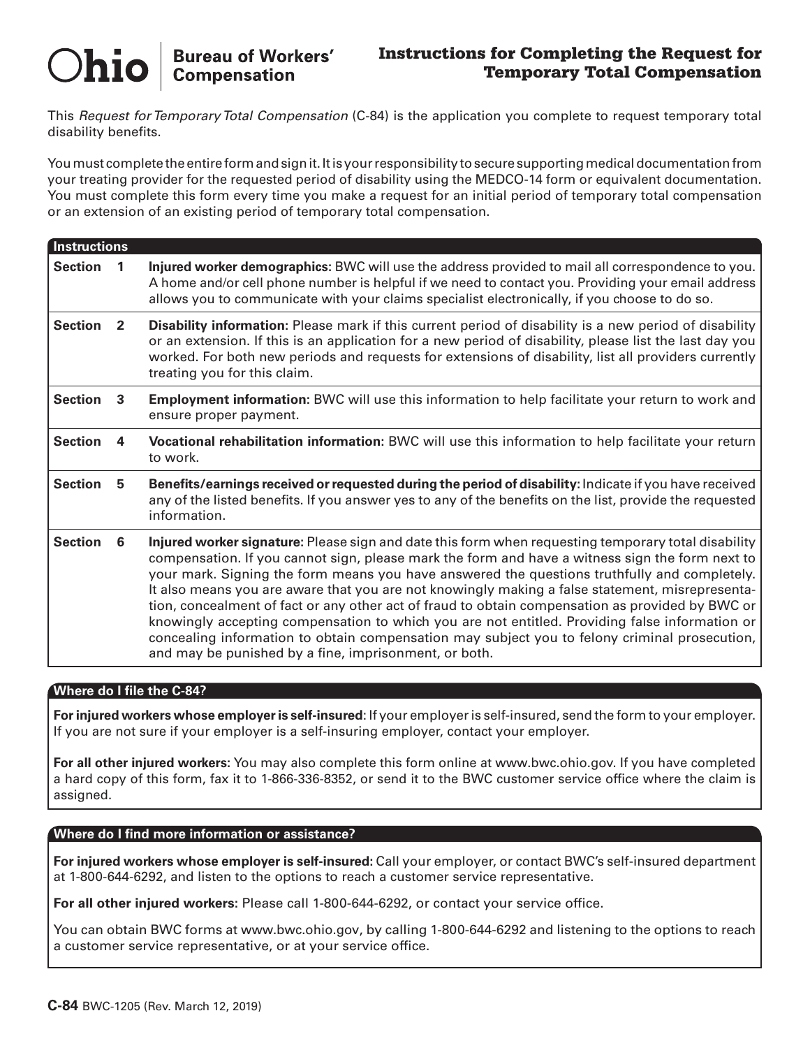# Ohio Bureau of Workers' Compensation

## Instructions for Completing the Request for Temporary Total Compensation

This *Request for Temporary Total Compensation* (C-84) is the application you complete to request temporary total disability benefits.

You must complete the entire form and sign it. It is your responsibility to secure supporting medical documentation from your treating provider for the requested period of disability using the MEDCO-14 form or equivalent documentation. You must complete this form every time you make a request for an initial period of temporary total compensation or an extension of an existing period of temporary total compensation.

### Instructions

| Section | Instructions |
|---|---|
| Section 1 | **Injured worker demographics:** BWC will use the address provided to mail all correspondence to you. A home and/or cell phone number is helpful if we need to contact you. Providing your email address allows you to communicate with your claims specialist electronically, if you choose to do so. |
| Section 2 | **Disability information:** Please mark if this current period of disability is a new period of disability or an extension. If this is an application for a new period of disability, please list the last day you worked. For both new periods and requests for extensions of disability, list all providers currently treating you for this claim. |
| Section 3 | **Employment information:** BWC will use this information to help facilitate your return to work and ensure proper payment. |
| Section 4 | **Vocational rehabilitation information:** BWC will use this information to help facilitate your return to work. |
| Section 5 | **Benefits/earnings received or requested during the period of disability:** Indicate if you have received any of the listed benefits. If you answer yes to any of the benefits on the list, provide the requested information. |
| Section 6 | **Injured worker signature:** Please sign and date this form when requesting temporary total disability compensation. If you cannot sign, please mark the form and have a witness sign the form next to your mark. Signing the form means you have answered the questions truthfully and completely. It also means you are aware that you are not knowingly making a false statement, misrepresentation, concealment of fact or any other act of fraud to obtain compensation as provided by BWC or knowingly accepting compensation to which you are not entitled. Providing false information or concealing information to obtain compensation may subject you to felony criminal prosecution, and may be punished by a fine, imprisonment, or both. |

### Where do I file the C-84?

**For injured workers whose employer is self-insured**: If your employer is self-insured, send the form to your employer. If you are not sure if your employer is a self-insuring employer, contact your employer.

**For all other injured workers:** You may also complete this form online at www.bwc.ohio.gov. If you have completed a hard copy of this form, fax it to 1-866-336-8352, or send it to the BWC customer service office where the claim is assigned.

### Where do I find more information or assistance?

**For injured workers whose employer is self-insured:** Call your employer, or contact BWC's self-insured department at 1-800-644-6292, and listen to the options to reach a customer service representative.

**For all other injured workers:** Please call 1-800-644-6292, or contact your service office.

You can obtain BWC forms at www.bwc.ohio.gov, by calling 1-800-644-6292 and listening to the options to reach a customer service representative, or at your service office.

**C-84** BWC-1205 (Rev. March 12, 2019)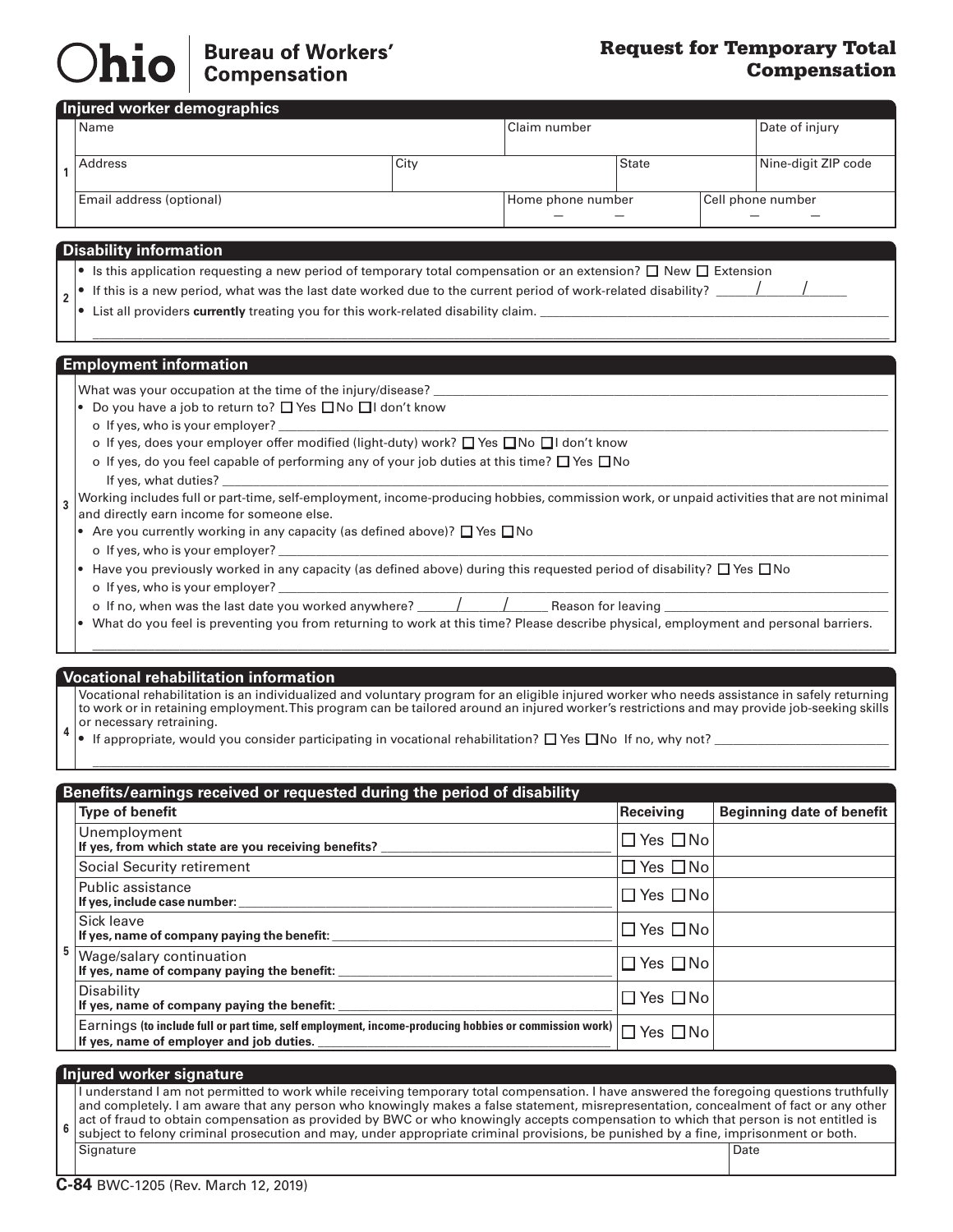# Ohio | Bureau of Workers' Compensation

## Request for Temporary Total Compensation

### Injured worker demographics

**1**

| | | | | |
|---|---|---|---|---|
| Name | | Claim number | | Date of injury |
| Address | City | | State | Nine-digit ZIP code |
| Email address (optional) | | Home phone number — — | | Cell phone number — — |

### Disability information

**2**

- Is this application requesting a new period of temporary total compensation or an extension? ☐ New ☐ Extension
- If this is a new period, what was the last date worked due to the current period of work-related disability? ______/______/______
- List all providers **currently** treating you for this work-related disability claim. ____________________________________________

____________________________________________________________________________________________

### Employment information

**3**

What was your occupation at the time of the injury/disease? ____________________________________________

- Do you have a job to return to? ☐ Yes ☐ No ☐ I don't know
  - o If yes, who is your employer? ____________________________________________
  - o If yes, does your employer offer modified (light-duty) work? ☐ Yes ☐ No ☐ I don't know
  - o If yes, do you feel capable of performing any of your job duties at this time? ☐ Yes ☐ No
    If yes, what duties? ____________________________________________

Working includes full or part-time, self-employment, income-producing hobbies, commission work, or unpaid activities that are not minimal and directly earn income for someone else.

- Are you currently working in any capacity (as defined above)? ☐ Yes ☐ No
  - o If yes, who is your employer? ____________________________________________
- Have you previously worked in any capacity (as defined above) during this requested period of disability? ☐ Yes ☐ No
  - o If yes, who is your employer? ____________________________________________
  - o If no, when was the last date you worked anywhere? ______/______/______ Reason for leaving ____________________
- What do you feel is preventing you from returning to work at this time? Please describe physical, employment and personal barriers.

____________________________________________________________________________________________

### Vocational rehabilitation information

**4**

Vocational rehabilitation is an individualized and voluntary program for an eligible injured worker who needs assistance in safely returning to work or in retaining employment. This program can be tailored around an injured worker's restrictions and may provide job-seeking skills or necessary retraining.

- If appropriate, would you consider participating in vocational rehabilitation? ☐ Yes ☐ No If no, why not? ____________________

____________________________________________________________________________________________

### Benefits/earnings received or requested during the period of disability

**5**

| Type of benefit | Receiving | Beginning date of benefit |
|---|---|---|
| Unemployment<br>**If yes, from which state are you receiving benefits?** ____________ | ☐ Yes ☐ No | |
| Social Security retirement | ☐ Yes ☐ No | |
| Public assistance<br>**If yes, include case number:** ____________ | ☐ Yes ☐ No | |
| Sick leave<br>**If yes, name of company paying the benefit:** ____________ | ☐ Yes ☐ No | |
| Wage/salary continuation<br>**If yes, name of company paying the benefit:** ____________ | ☐ Yes ☐ No | |
| Disability<br>**If yes, name of company paying the benefit:** ____________ | ☐ Yes ☐ No | |
| Earnings **(to include full or part time, self employment, income-producing hobbies or commission work)**<br>**If yes, name of employer and job duties.** ____________ | ☐ Yes ☐ No | |

### Injured worker signature

**6**

I understand I am not permitted to work while receiving temporary total compensation. I have answered the foregoing questions truthfully and completely. I am aware that any person who knowingly makes a false statement, misrepresentation, concealment of fact or any other act of fraud to obtain compensation as provided by BWC or who knowingly accepts compensation to which that person is not entitled is subject to felony criminal prosecution and may, under appropriate criminal provisions, be punished by a fine, imprisonment or both.

| Signature | Date |
|---|---|
| | |

**C-84** BWC-1205 (Rev. March 12, 2019)